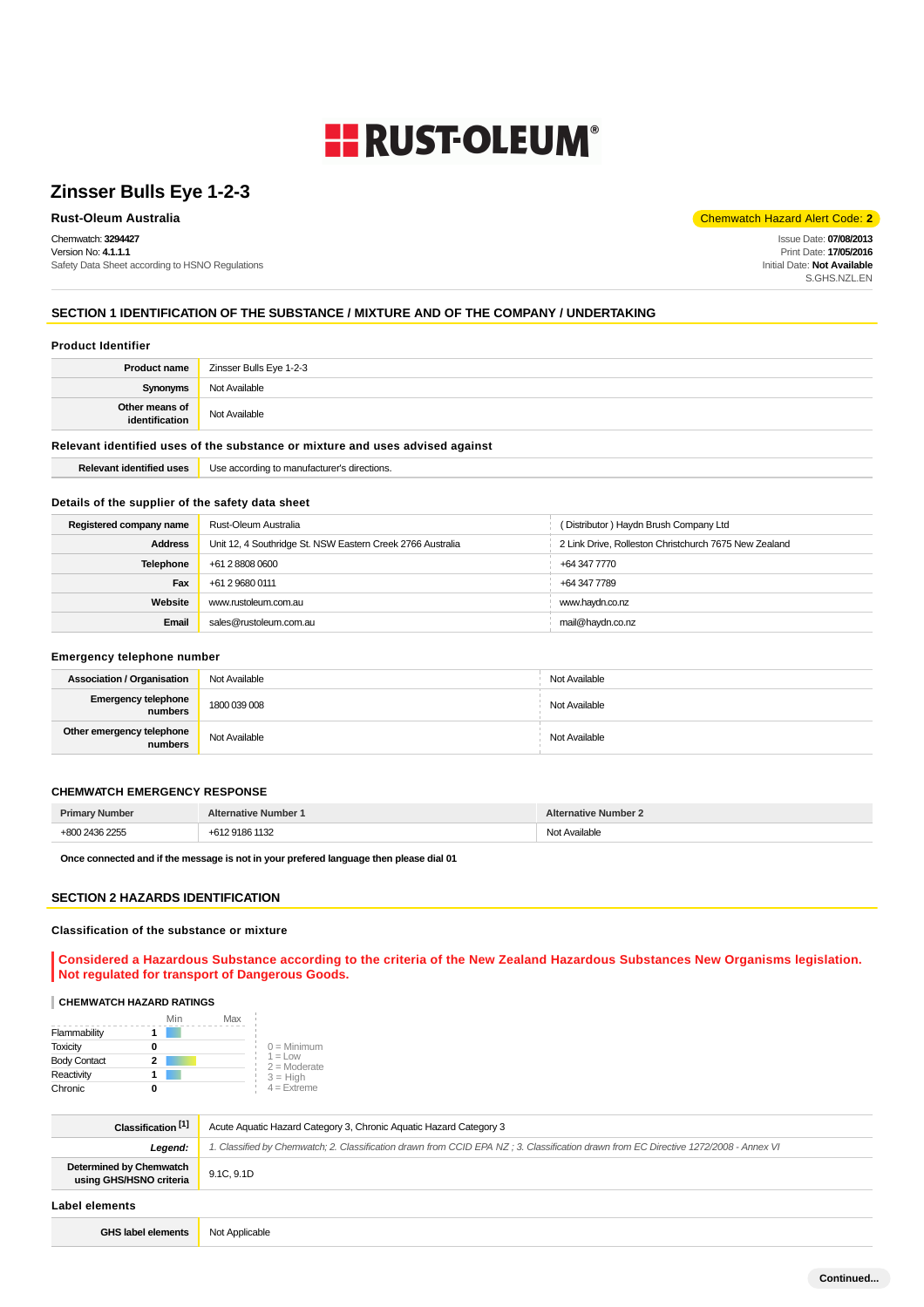RUST-OLEUM®

# Zinsser Bulls Eye 1-2-3

**Rust-Oleum Australia**

Chemwatch Hazard Alert Code: **2**

Chemwatch: **3294427**
Version No: **4.1.1.1**
Safety Data Sheet according to HSNO Regulations

Issue Date: **07/08/2013**
Print Date: **17/05/2016**
Initial Date: **Not Available**
S.GHS.NZL.EN

## SECTION 1 IDENTIFICATION OF THE SUBSTANCE / MIXTURE AND OF THE COMPANY / UNDERTAKING

### Product Identifier

| | |
|---|---|
| **Product name** | Zinsser Bulls Eye 1-2-3 |
| **Synonyms** | Not Available |
| **Other means of identification** | Not Available |

### Relevant identified uses of the substance or mixture and uses advised against

| | |
|---|---|
| **Relevant identified uses** | Use according to manufacturer's directions. |

### Details of the supplier of the safety data sheet

| | | |
|---|---|---|
| **Registered company name** | Rust-Oleum Australia | ( Distributor ) Haydn Brush Company Ltd |
| **Address** | Unit 12, 4 Southridge St. NSW Eastern Creek 2766 Australia | 2 Link Drive, Rolleston Christchurch 7675 New Zealand |
| **Telephone** | +61 2 8808 0600 | +64 347 7770 |
| **Fax** | +61 2 9680 0111 | +64 347 7789 |
| **Website** | www.rustoleum.com.au | www.haydn.co.nz |
| **Email** | sales@rustoleum.com.au | mail@haydn.co.nz |

### Emergency telephone number

| | | |
|---|---|---|
| **Association / Organisation** | Not Available | Not Available |
| **Emergency telephone numbers** | 1800 039 008 | Not Available |
| **Other emergency telephone numbers** | Not Available | Not Available |

### CHEMWATCH EMERGENCY RESPONSE

| Primary Number | Alternative Number 1 | Alternative Number 2 |
|---|---|---|
| +800 2436 2255 | +612 9186 1132 | Not Available |

**Once connected and if the message is not in your prefered language then please dial 01**

## SECTION 2 HAZARDS IDENTIFICATION

### Classification of the substance or mixture

**Considered a Hazardous Substance according to the criteria of the New Zealand Hazardous Substances New Organisms legislation. Not regulated for transport of Dangerous Goods.**

#### CHEMWATCH HAZARD RATINGS

| | Min | Max |
|---|---|---|
| Flammability | 1 | |
| Toxicity | 0 | |
| Body Contact | 2 | |
| Reactivity | 1 | |
| Chronic | 0 | |

0 = Minimum
1 = Low
2 = Moderate
3 = High
4 = Extreme

| | |
|---|---|
| **Classification [1]** | Acute Aquatic Hazard Category 3, Chronic Aquatic Hazard Category 3 |
| ***Legend:*** | *1. Classified by Chemwatch; 2. Classification drawn from CCID EPA NZ ; 3. Classification drawn from EC Directive 1272/2008 - Annex VI* |
| **Determined by Chemwatch using GHS/HSNO criteria** | 9.1C, 9.1D |

### Label elements

| | |
|---|---|
| **GHS label elements** | Not Applicable |

**Continued...**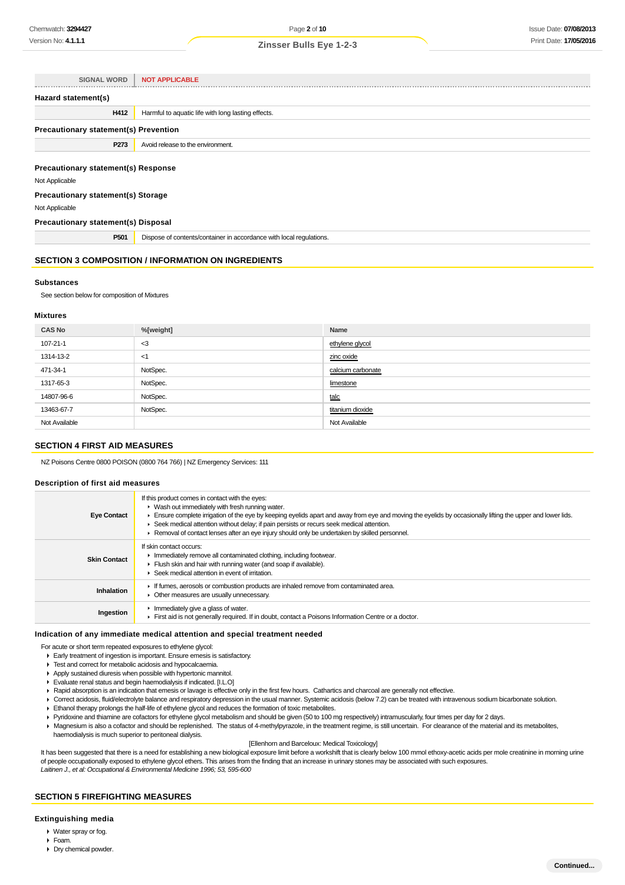| SIGNAL WORD | NOT APPLICABLE |
|---|---|

### Hazard statement(s)

| H412 | Harmful to aquatic life with long lasting effects. |
|---|---|

### Precautionary statement(s) Prevention

| P273 | Avoid release to the environment. |
|---|---|

### Precautionary statement(s) Response

Not Applicable

### Precautionary statement(s) Storage

Not Applicable

### Precautionary statement(s) Disposal

| P501 | Dispose of contents/container in accordance with local regulations. |
|---|---|

## SECTION 3 COMPOSITION / INFORMATION ON INGREDIENTS

### Substances

See section below for composition of Mixtures

### Mixtures

| CAS No | %[weight] | Name |
|---|---|---|
| 107-21-1 | <3 | ethylene glycol |
| 1314-13-2 | <1 | zinc oxide |
| 471-34-1 | NotSpec. | calcium carbonate |
| 1317-65-3 | NotSpec. | limestone |
| 14807-96-6 | NotSpec. | talc |
| 13463-67-7 | NotSpec. | titanium dioxide |
| Not Available | | Not Available |

## SECTION 4 FIRST AID MEASURES

NZ Poisons Centre 0800 POISON (0800 764 766) | NZ Emergency Services: 111

### Description of first aid measures

| | |
|---|---|
| **Eye Contact** | If this product comes in contact with the eyes:<br>▸ Wash out immediately with fresh running water.<br>▸ Ensure complete irrigation of the eye by keeping eyelids apart and away from eye and moving the eyelids by occasionally lifting the upper and lower lids.<br>▸ Seek medical attention without delay; if pain persists or recurs seek medical attention.<br>▸ Removal of contact lenses after an eye injury should only be undertaken by skilled personnel. |
| **Skin Contact** | If skin contact occurs:<br>▸ Immediately remove all contaminated clothing, including footwear.<br>▸ Flush skin and hair with running water (and soap if available).<br>▸ Seek medical attention in event of irritation. |
| **Inhalation** | ▸ If fumes, aerosols or combustion products are inhaled remove from contaminated area.<br>▸ Other measures are usually unnecessary. |
| **Ingestion** | ▸ Immediately give a glass of water.<br>▸ First aid is not generally required. If in doubt, contact a Poisons Information Centre or a doctor. |

### Indication of any immediate medical attention and special treatment needed

For acute or short term repeated exposures to ethylene glycol:

- Early treatment of ingestion is important. Ensure emesis is satisfactory.
- Test and correct for metabolic acidosis and hypocalcaemia.
- Apply sustained diuresis when possible with hypertonic mannitol.
- Evaluate renal status and begin haemodialysis if indicated. [I.L.O]
- Rapid absorption is an indication that emesis or lavage is effective only in the first few hours. Cathartics and charcoal are generally not effective.
- Correct acidosis, fluid/electrolyte balance and respiratory depression in the usual manner. Systemic acidosis (below 7.2) can be treated with intravenous sodium bicarbonate solution.
- Ethanol therapy prolongs the half-life of ethylene glycol and reduces the formation of toxic metabolites.
- Pyridoxine and thiamine are cofactors for ethylene glycol metabolism and should be given (50 to 100 mg respectively) intramuscularly, four times per day for 2 days.
- Magnesium is also a cofactor and should be replenished. The status of 4-methylpyrazole, in the treatment regime, is still uncertain. For clearance of the material and its metabolites, haemodialysis is much superior to peritoneal dialysis.

[Ellenhorn and Barceloux: Medical Toxicology]

It has been suggested that there is a need for establishing a new biological exposure limit before a workshift that is clearly below 100 mmol ethoxy-acetic acids per mole creatinine in morning urine of people occupationally exposed to ethylene glycol ethers. This arises from the finding that an increase in urinary stones may be associated with such exposures.
*Laitinen J., et al: Occupational & Environmental Medicine 1996; 53, 595-600*

## SECTION 5 FIREFIGHTING MEASURES

### Extinguishing media

- Water spray or fog.
- Foam.
- Dry chemical powder.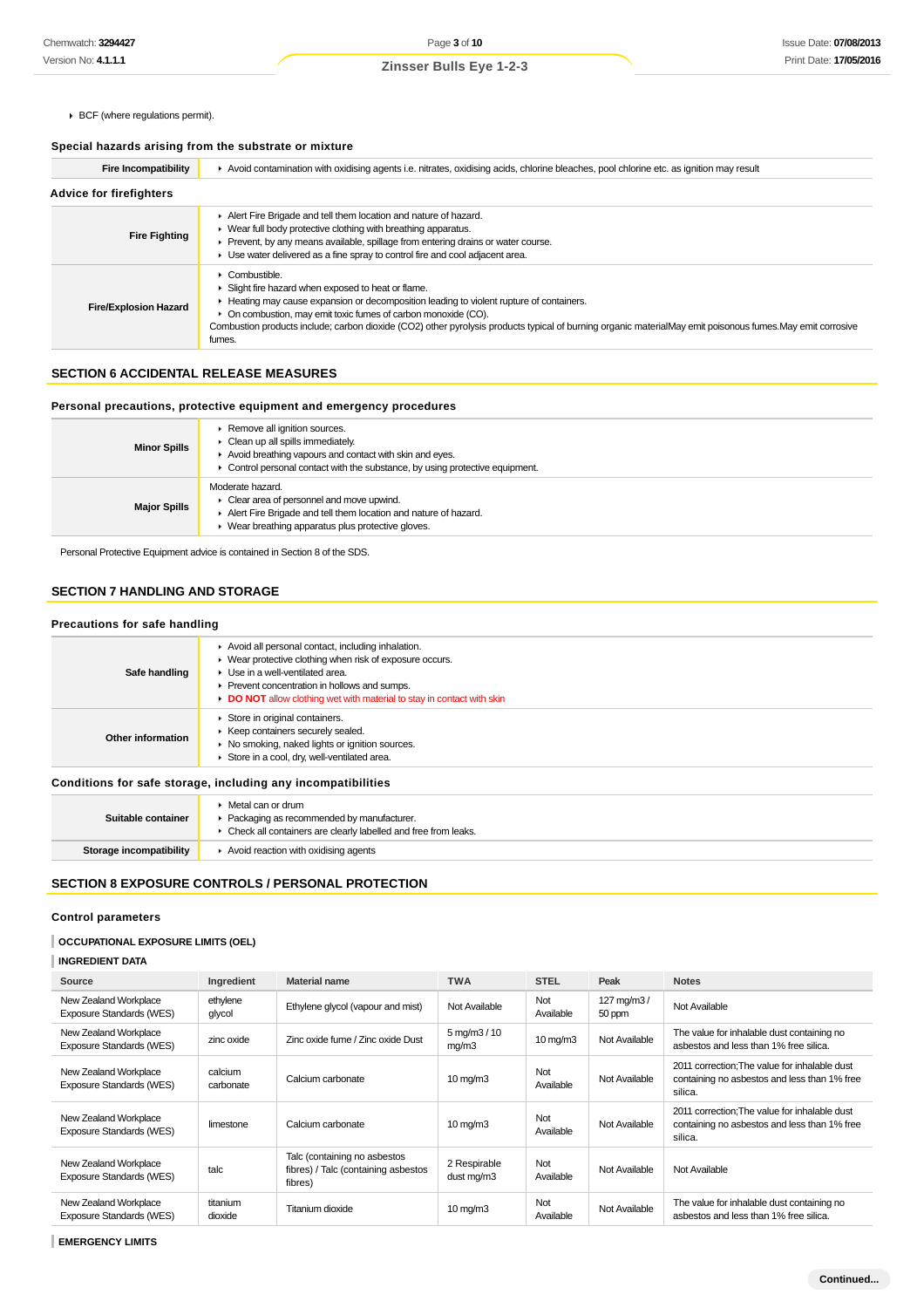- BCF (where regulations permit).

### Special hazards arising from the substrate or mixture

| | |
|---|---|
| **Fire Incompatibility** | ▸ Avoid contamination with oxidising agents i.e. nitrates, oxidising acids, chlorine bleaches, pool chlorine etc. as ignition may result |

### Advice for firefighters

| | |
|---|---|
| **Fire Fighting** | ▸ Alert Fire Brigade and tell them location and nature of hazard.<br>▸ Wear full body protective clothing with breathing apparatus.<br>▸ Prevent, by any means available, spillage from entering drains or water course.<br>▸ Use water delivered as a fine spray to control fire and cool adjacent area. |
| **Fire/Explosion Hazard** | ▸ Combustible.<br>▸ Slight fire hazard when exposed to heat or flame.<br>▸ Heating may cause expansion or decomposition leading to violent rupture of containers.<br>▸ On combustion, may emit toxic fumes of carbon monoxide (CO).<br>Combustion products include; carbon dioxide ($CO_2$) other pyrolysis products typical of burning organic materialMay emit poisonous fumes.May emit corrosive fumes. |

## SECTION 6 ACCIDENTAL RELEASE MEASURES

### Personal precautions, protective equipment and emergency procedures

| | |
|---|---|
| **Minor Spills** | ▸ Remove all ignition sources.<br>▸ Clean up all spills immediately.<br>▸ Avoid breathing vapours and contact with skin and eyes.<br>▸ Control personal contact with the substance, by using protective equipment. |
| **Major Spills** | Moderate hazard.<br>▸ Clear area of personnel and move upwind.<br>▸ Alert Fire Brigade and tell them location and nature of hazard.<br>▸ Wear breathing apparatus plus protective gloves. |

Personal Protective Equipment advice is contained in Section 8 of the SDS.

## SECTION 7 HANDLING AND STORAGE

### Precautions for safe handling

| | |
|---|---|
| **Safe handling** | ▸ Avoid all personal contact, including inhalation.<br>▸ Wear protective clothing when risk of exposure occurs.<br>▸ Use in a well-ventilated area.<br>▸ Prevent concentration in hollows and sumps.<br>▸ **DO NOT** allow clothing wet with material to stay in contact with skin |
| **Other information** | ▸ Store in original containers.<br>▸ Keep containers securely sealed.<br>▸ No smoking, naked lights or ignition sources.<br>▸ Store in a cool, dry, well-ventilated area. |

### Conditions for safe storage, including any incompatibilities

| | |
|---|---|
| **Suitable container** | ▸ Metal can or drum<br>▸ Packaging as recommended by manufacturer.<br>▸ Check all containers are clearly labelled and free from leaks. |
| **Storage incompatibility** | ▸ Avoid reaction with oxidising agents |

## SECTION 8 EXPOSURE CONTROLS / PERSONAL PROTECTION

### Control parameters

**OCCUPATIONAL EXPOSURE LIMITS (OEL)**

**INGREDIENT DATA**

| Source | Ingredient | Material name | TWA | STEL | Peak | Notes |
|---|---|---|---|---|---|---|
| New Zealand Workplace Exposure Standards (WES) | ethylene glycol | Ethylene glycol (vapour and mist) | Not Available | Not Available | 127 mg/m3 / 50 ppm | Not Available |
| New Zealand Workplace Exposure Standards (WES) | zinc oxide | Zinc oxide fume / Zinc oxide Dust | 5 mg/m3 / 10 mg/m3 | 10 mg/m3 | Not Available | The value for inhalable dust containing no asbestos and less than 1% free silica. |
| New Zealand Workplace Exposure Standards (WES) | calcium carbonate | Calcium carbonate | 10 mg/m3 | Not Available | Not Available | 2011 correction;The value for inhalable dust containing no asbestos and less than 1% free silica. |
| New Zealand Workplace Exposure Standards (WES) | limestone | Calcium carbonate | 10 mg/m3 | Not Available | Not Available | 2011 correction;The value for inhalable dust containing no asbestos and less than 1% free silica. |
| New Zealand Workplace Exposure Standards (WES) | talc | Talc (containing no asbestos fibres) / Talc (containing asbestos fibres) | 2 Respirable dust mg/m3 | Not Available | Not Available | Not Available |
| New Zealand Workplace Exposure Standards (WES) | titanium dioxide | Titanium dioxide | 10 mg/m3 | Not Available | Not Available | The value for inhalable dust containing no asbestos and less than 1% free silica. |

**EMERGENCY LIMITS**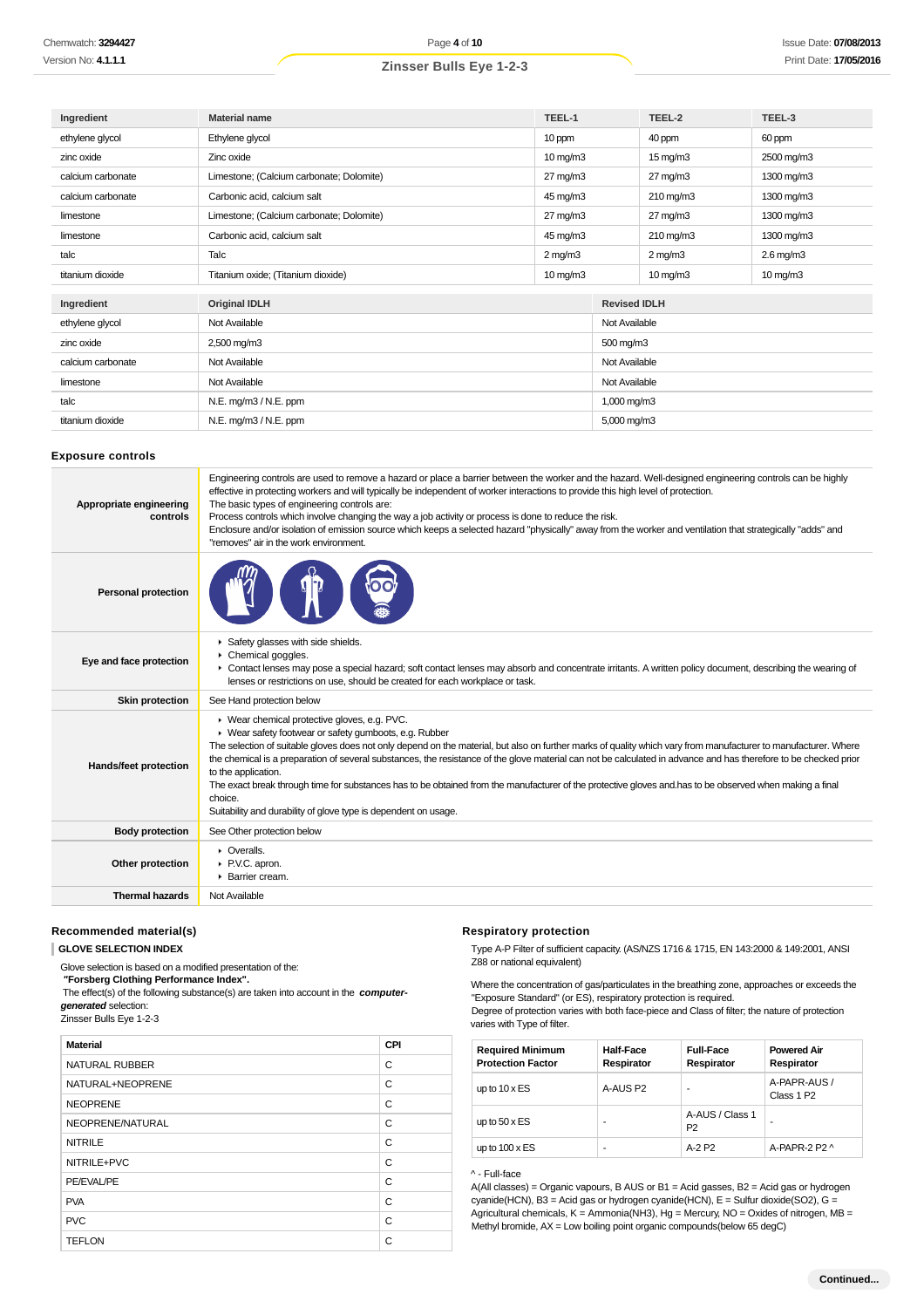| Ingredient | Material name | TEEL-1 | TEEL-2 | TEEL-3 |
| --- | --- | --- | --- | --- |
| ethylene glycol | Ethylene glycol | 10 ppm | 40 ppm | 60 ppm |
| zinc oxide | Zinc oxide | 10 mg/m3 | 15 mg/m3 | 2500 mg/m3 |
| calcium carbonate | Limestone; (Calcium carbonate; Dolomite) | 27 mg/m3 | 27 mg/m3 | 1300 mg/m3 |
| calcium carbonate | Carbonic acid, calcium salt | 45 mg/m3 | 210 mg/m3 | 1300 mg/m3 |
| limestone | Limestone; (Calcium carbonate; Dolomite) | 27 mg/m3 | 27 mg/m3 | 1300 mg/m3 |
| limestone | Carbonic acid, calcium salt | 45 mg/m3 | 210 mg/m3 | 1300 mg/m3 |
| talc | Talc | 2 mg/m3 | 2 mg/m3 | 2.6 mg/m3 |
| titanium dioxide | Titanium oxide; (Titanium dioxide) | 10 mg/m3 | 10 mg/m3 | 10 mg/m3 |

| Ingredient | Original IDLH | Revised IDLH |
| --- | --- | --- |
| ethylene glycol | Not Available | Not Available |
| zinc oxide | 2,500 mg/m3 | 500 mg/m3 |
| calcium carbonate | Not Available | Not Available |
| limestone | Not Available | Not Available |
| talc | N.E. mg/m3 / N.E. ppm | 1,000 mg/m3 |
| titanium dioxide | N.E. mg/m3 / N.E. ppm | 5,000 mg/m3 |

### Exposure controls

| | |
| --- | --- |
| **Appropriate engineering controls** | Engineering controls are used to remove a hazard or place a barrier between the worker and the hazard. Well-designed engineering controls can be highly effective in protecting workers and will typically be independent of worker interactions to provide this high level of protection.<br>The basic types of engineering controls are:<br>Process controls which involve changing the way a job activity or process is done to reduce the risk.<br>Enclosure and/or isolation of emission source which keeps a selected hazard "physically" away from the worker and ventilation that strategically "adds" and "removes" air in the work environment. |
| **Personal protection** | |
| **Eye and face protection** | ▸ Safety glasses with side shields.<br>▸ Chemical goggles.<br>▸ Contact lenses may pose a special hazard; soft contact lenses may absorb and concentrate irritants. A written policy document, describing the wearing of lenses or restrictions on use, should be created for each workplace or task. |
| **Skin protection** | See Hand protection below |
| **Hands/feet protection** | ▸ Wear chemical protective gloves, e.g. PVC.<br>▸ Wear safety footwear or safety gumboots, e.g. Rubber<br>The selection of suitable gloves does not only depend on the material, but also on further marks of quality which vary from manufacturer to manufacturer. Where the chemical is a preparation of several substances, the resistance of the glove material can not be calculated in advance and has therefore to be checked prior to the application.<br>The exact break through time for substances has to be obtained from the manufacturer of the protective gloves and.has to be observed when making a final choice.<br>Suitability and durability of glove type is dependent on usage. |
| **Body protection** | See Other protection below |
| **Other protection** | ▸ Overalls.<br>▸ P.V.C. apron.<br>▸ Barrier cream. |
| **Thermal hazards** | Not Available |

### Recommended material(s)

**GLOVE SELECTION INDEX**

Glove selection is based on a modified presentation of the:
**"Forsberg Clothing Performance Index".**
The effect(s) of the following substance(s) are taken into account in the ***computer-generated*** selection:
Zinsser Bulls Eye 1-2-3

| Material | CPI |
| --- | --- |
| NATURAL RUBBER | C |
| NATURAL+NEOPRENE | C |
| NEOPRENE | C |
| NEOPRENE/NATURAL | C |
| NITRILE | C |
| NITRILE+PVC | C |
| PE/EVAL/PE | C |
| PVA | C |
| PVC | C |
| TEFLON | C |

### Respiratory protection

Type A-P Filter of sufficient capacity. (AS/NZS 1716 & 1715, EN 143:2000 & 149:2001, ANSI Z88 or national equivalent)

Where the concentration of gas/particulates in the breathing zone, approaches or exceeds the "Exposure Standard" (or ES), respiratory protection is required.
Degree of protection varies with both face-piece and Class of filter; the nature of protection varies with Type of filter.

| Required Minimum Protection Factor | Half-Face Respirator | Full-Face Respirator | Powered Air Respirator |
| --- | --- | --- | --- |
| up to 10 x ES | A-AUS P2 | - | A-PAPR-AUS / Class 1 P2 |
| up to 50 x ES | - | A-AUS / Class 1 P2 | - |
| up to 100 x ES | - | A-2 P2 | A-PAPR-2 P2 ^ |

^ - Full-face
A(All classes) = Organic vapours, B AUS or B1 = Acid gasses, B2 = Acid gas or hydrogen cyanide(HCN), B3 = Acid gas or hydrogen cyanide(HCN), E = Sulfur dioxide(SO2), G = Agricultural chemicals, K = Ammonia(NH3), Hg = Mercury, NO = Oxides of nitrogen, MB = Methyl bromide, AX = Low boiling point organic compounds(below 65 degC)

Continued...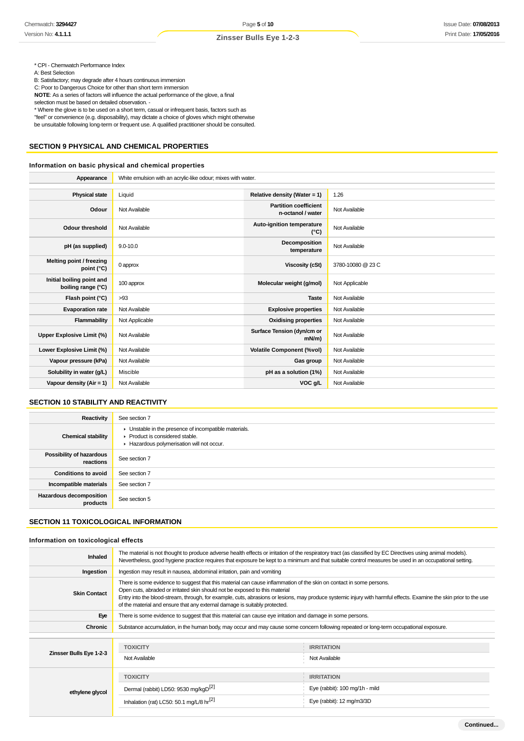* CPI - Chemwatch Performance Index
A: Best Selection
B: Satisfactory; may degrade after 4 hours continuous immersion
C: Poor to Dangerous Choice for other than short term immersion
**NOTE**: As a series of factors will influence the actual performance of the glove, a final selection must be based on detailed observation. -
* Where the glove is to be used on a short term, casual or infrequent basis, factors such as "feel" or convenience (e.g. disposability), may dictate a choice of gloves which might otherwise be unsuitable following long-term or frequent use. A qualified practitioner should be consulted.

## SECTION 9 PHYSICAL AND CHEMICAL PROPERTIES

### Information on basic physical and chemical properties

| | |
|---|---|
| **Appearance** | White emulsion with an acrylic-like odour; mixes with water. |

| | | | |
|---|---|---|---|
| **Physical state** | Liquid | **Relative density (Water = 1)** | 1.26 |
| **Odour** | Not Available | **Partition coefficient n-octanol / water** | Not Available |
| **Odour threshold** | Not Available | **Auto-ignition temperature (°C)** | Not Available |
| **pH (as supplied)** | 9.0-10.0 | **Decomposition temperature** | Not Available |
| **Melting point / freezing point (°C)** | 0 approx | **Viscosity (cSt)** | 3780-10080 @ 23 C |
| **Initial boiling point and boiling range (°C)** | 100 approx | **Molecular weight (g/mol)** | Not Applicable |
| **Flash point (°C)** | >93 | **Taste** | Not Available |
| **Evaporation rate** | Not Available | **Explosive properties** | Not Available |
| **Flammability** | Not Applicable | **Oxidising properties** | Not Available |
| **Upper Explosive Limit (%)** | Not Available | **Surface Tension (dyn/cm or mN/m)** | Not Available |
| **Lower Explosive Limit (%)** | Not Available | **Volatile Component (%vol)** | Not Available |
| **Vapour pressure (kPa)** | Not Available | **Gas group** | Not Available |
| **Solubility in water (g/L)** | Miscible | **pH as a solution (1%)** | Not Available |
| **Vapour density (Air = 1)** | Not Available | **VOC g/L** | Not Available |

## SECTION 10 STABILITY AND REACTIVITY

| | |
|---|---|
| **Reactivity** | See section 7 |
| **Chemical stability** | ▸ Unstable in the presence of incompatible materials.<br>▸ Product is considered stable.<br>▸ Hazardous polymerisation will not occur. |
| **Possibility of hazardous reactions** | See section 7 |
| **Conditions to avoid** | See section 7 |
| **Incompatible materials** | See section 7 |
| **Hazardous decomposition products** | See section 5 |

## SECTION 11 TOXICOLOGICAL INFORMATION

### Information on toxicological effects

| | |
|---|---|
| **Inhaled** | The material is not thought to produce adverse health effects or irritation of the respiratory tract (as classified by EC Directives using animal models). Nevertheless, good hygiene practice requires that exposure be kept to a minimum and that suitable control measures be used in an occupational setting. |
| **Ingestion** | Ingestion may result in nausea, abdominal irritation, pain and vomiting |
| **Skin Contact** | There is some evidence to suggest that this material can cause inflammation of the skin on contact in some persons.<br>Open cuts, abraded or irritated skin should not be exposed to this material<br>Entry into the blood-stream, through, for example, cuts, abrasions or lesions, may produce systemic injury with harmful effects. Examine the skin prior to the use of the material and ensure that any external damage is suitably protected. |
| **Eye** | There is some evidence to suggest that this material can cause eye irritation and damage in some persons. |
| **Chronic** | Substance accumulation, in the human body, may occur and may cause some concern following repeated or long-term occupational exposure. |

| | TOXICITY | IRRITATION |
|---|---|---|
| **Zinsser Bulls Eye 1-2-3** | Not Available | Not Available |
| **ethylene glycol** | Dermal (rabbit) LD50: 9530 mg/kgD[2] | Eye (rabbit): 100 mg/1h - mild |
| | Inhalation (rat) LC50: 50.1 mg/L/8 hr[2] | Eye (rabbit): 12 mg/m3/3D |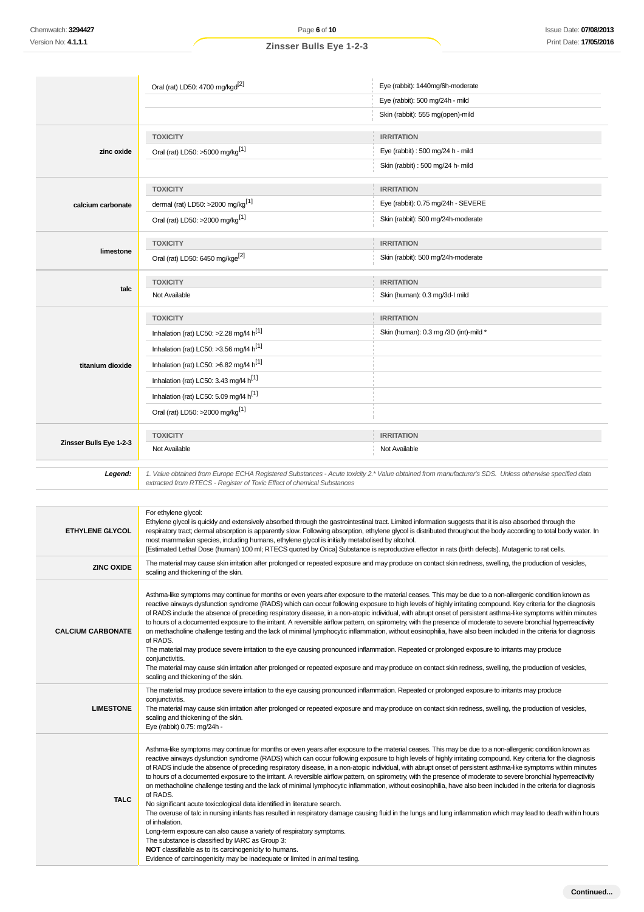| | | |
|---|---|---|
| | Oral (rat) LD50: 4700 mg/kgd[2] | Eye (rabbit): 1440mg/6h-moderate |
| | | Eye (rabbit): 500 mg/24h - mild |
| | | Skin (rabbit): 555 mg(open)-mild |
| **zinc oxide** | **TOXICITY** | **IRRITATION** |
| | Oral (rat) LD50: >5000 mg/kg[1] | Eye (rabbit) : 500 mg/24 h - mild |
| | | Skin (rabbit) : 500 mg/24 h- mild |
| **calcium carbonate** | **TOXICITY** | **IRRITATION** |
| | dermal (rat) LD50: >2000 mg/kg[1] | Eye (rabbit): 0.75 mg/24h - SEVERE |
| | Oral (rat) LD50: >2000 mg/kg[1] | Skin (rabbit): 500 mg/24h-moderate |
| **limestone** | **TOXICITY** | **IRRITATION** |
| | Oral (rat) LD50: 6450 mg/kge[2] | Skin (rabbit): 500 mg/24h-moderate |
| **talc** | **TOXICITY** | **IRRITATION** |
| | Not Available | Skin (human): 0.3 mg/3d-I mild |
| **titanium dioxide** | **TOXICITY** | **IRRITATION** |
| | Inhalation (rat) LC50: >2.28 mg/l4 h[1] | Skin (human): 0.3 mg /3D (int)-mild * |
| | Inhalation (rat) LC50: >3.56 mg/l4 h[1] | |
| | Inhalation (rat) LC50: >6.82 mg/l4 h[1] | |
| | Inhalation (rat) LC50: 3.43 mg/l4 h[1] | |
| | Inhalation (rat) LC50: 5.09 mg/l4 h[1] | |
| | Oral (rat) LD50: >2000 mg/kg[1] | |
| **Zinsser Bulls Eye 1-2-3** | **TOXICITY** | **IRRITATION** |
| | Not Available | Not Available |

***Legend:*** *1. Value obtained from Europe ECHA Registered Substances - Acute toxicity 2.* Value obtained from manufacturer's SDS. Unless otherwise specified data extracted from RTECS - Register of Toxic Effect of chemical Substances*

| | |
|---|---|
| **ETHYLENE GLYCOL** | For ethylene glycol:<br>Ethylene glycol is quickly and extensively absorbed through the gastrointestinal tract. Limited information suggests that it is also absorbed through the respiratory tract; dermal absorption is apparently slow. Following absorption, ethylene glycol is distributed throughout the body according to total body water. In most mammalian species, including humans, ethylene glycol is initially metabolised by alcohol.<br>[Estimated Lethal Dose (human) 100 ml; RTECS quoted by Orica] Substance is reproductive effector in rats (birth defects). Mutagenic to rat cells. |
| **ZINC OXIDE** | The material may cause skin irritation after prolonged or repeated exposure and may produce on contact skin redness, swelling, the production of vesicles, scaling and thickening of the skin. |
| **CALCIUM CARBONATE** | Asthma-like symptoms may continue for months or even years after exposure to the material ceases. This may be due to a non-allergenic condition known as reactive airways dysfunction syndrome (RADS) which can occur following exposure to high levels of highly irritating compound. Key criteria for the diagnosis of RADS include the absence of preceding respiratory disease, in a non-atopic individual, with abrupt onset of persistent asthma-like symptoms within minutes to hours of a documented exposure to the irritant. A reversible airflow pattern, on spirometry, with the presence of moderate to severe bronchial hyperreactivity on methacholine challenge testing and the lack of minimal lymphocytic inflammation, without eosinophilia, have also been included in the criteria for diagnosis of RADS.<br>The material may produce severe irritation to the eye causing pronounced inflammation. Repeated or prolonged exposure to irritants may produce conjunctivitis.<br>The material may cause skin irritation after prolonged or repeated exposure and may produce on contact skin redness, swelling, the production of vesicles, scaling and thickening of the skin. |
| **LIMESTONE** | The material may produce severe irritation to the eye causing pronounced inflammation. Repeated or prolonged exposure to irritants may produce conjunctivitis.<br>The material may cause skin irritation after prolonged or repeated exposure and may produce on contact skin redness, swelling, the production of vesicles, scaling and thickening of the skin.<br>Eye (rabbit) 0.75: mg/24h - |
| **TALC** | Asthma-like symptoms may continue for months or even years after exposure to the material ceases. This may be due to a non-allergenic condition known as reactive airways dysfunction syndrome (RADS) which can occur following exposure to high levels of highly irritating compound. Key criteria for the diagnosis of RADS include the absence of preceding respiratory disease, in a non-atopic individual, with abrupt onset of persistent asthma-like symptoms within minutes to hours of a documented exposure to the irritant. A reversible airflow pattern, on spirometry, with the presence of moderate to severe bronchial hyperreactivity on methacholine challenge testing and the lack of minimal lymphocytic inflammation, without eosinophilia, have also been included in the criteria for diagnosis of RADS.<br>No significant acute toxicological data identified in literature search.<br>The overuse of talc in nursing infants has resulted in respiratory damage causing fluid in the lungs and lung inflammation which may lead to death within hours of inhalation.<br>Long-term exposure can also cause a variety of respiratory symptoms.<br>The substance is classified by IARC as Group 3:<br>**NOT** classifiable as to its carcinogenicity to humans.<br>Evidence of carcinogenicity may be inadequate or limited in animal testing. |

**Continued...**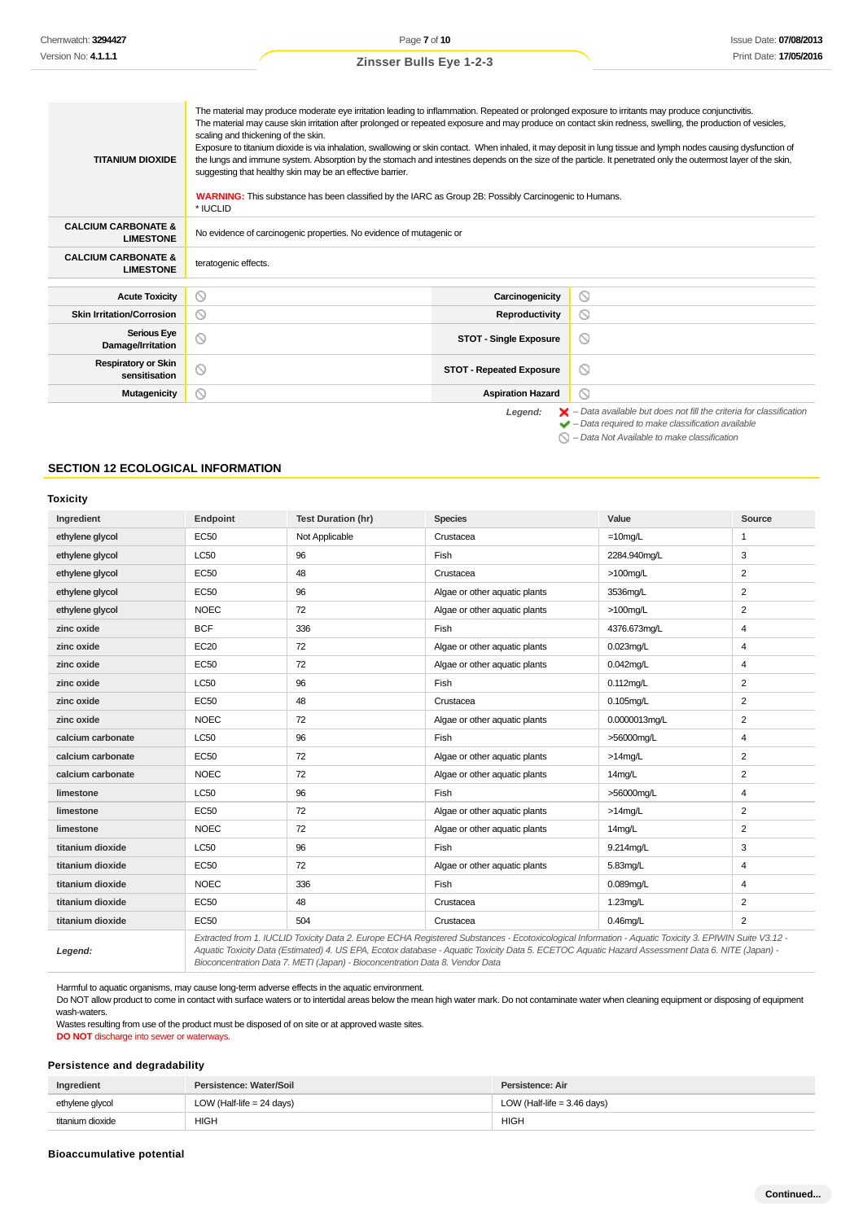| | |
|---|---|
| **TITANIUM DIOXIDE** | The material may produce moderate eye irritation leading to inflammation. Repeated or prolonged exposure to irritants may produce conjunctivitis.<br>The material may cause skin irritation after prolonged or repeated exposure and may produce on contact skin redness, swelling, the production of vesicles, scaling and thickening of the skin.<br>Exposure to titanium dioxide is via inhalation, swallowing or skin contact. When inhaled, it may deposit in lung tissue and lymph nodes causing dysfunction of the lungs and immune system. Absorption by the stomach and intestines depends on the size of the particle. It penetrated only the outermost layer of the skin, suggesting that healthy skin may be an effective barrier.<br><br>**WARNING:** This substance has been classified by the IARC as Group 2B: Possibly Carcinogenic to Humans.<br>* IUCLID |
| **CALCIUM CARBONATE & LIMESTONE** | No evidence of carcinogenic properties. No evidence of mutagenic or |
| **CALCIUM CARBONATE & LIMESTONE** | teratogenic effects. |

| | | | |
|---|---|---|---|
| **Acute Toxicity** | ⃠ | **Carcinogenicity** | ⃠ |
| **Skin Irritation/Corrosion** | ⃠ | **Reproductivity** | ⃠ |
| **Serious Eye Damage/Irritation** | ⃠ | **STOT - Single Exposure** | ⃠ |
| **Respiratory or Skin sensitisation** | ⃠ | **STOT - Repeated Exposure** | ⃠ |
| **Mutagenicity** | ⃠ | **Aspiration Hazard** | ⃠ |

*Legend:*
- ✗ *– Data available but does not fill the criteria for classification*
- ✔ *– Data required to make classification available*
- ⃠ *– Data Not Available to make classification*

## SECTION 12 ECOLOGICAL INFORMATION

### Toxicity

| Ingredient | Endpoint | Test Duration (hr) | Species | Value | Source |
|---|---|---|---|---|---|
| ethylene glycol | EC50 | Not Applicable | Crustacea | =10mg/L | 1 |
| ethylene glycol | LC50 | 96 | Fish | 2284.940mg/L | 3 |
| ethylene glycol | EC50 | 48 | Crustacea | >100mg/L | 2 |
| ethylene glycol | EC50 | 96 | Algae or other aquatic plants | 3536mg/L | 2 |
| ethylene glycol | NOEC | 72 | Algae or other aquatic plants | >100mg/L | 2 |
| zinc oxide | BCF | 336 | Fish | 4376.673mg/L | 4 |
| zinc oxide | EC20 | 72 | Algae or other aquatic plants | 0.023mg/L | 4 |
| zinc oxide | EC50 | 72 | Algae or other aquatic plants | 0.042mg/L | 4 |
| zinc oxide | LC50 | 96 | Fish | 0.112mg/L | 2 |
| zinc oxide | EC50 | 48 | Crustacea | 0.105mg/L | 2 |
| zinc oxide | NOEC | 72 | Algae or other aquatic plants | 0.0000013mg/L | 2 |
| calcium carbonate | LC50 | 96 | Fish | >56000mg/L | 4 |
| calcium carbonate | EC50 | 72 | Algae or other aquatic plants | >14mg/L | 2 |
| calcium carbonate | NOEC | 72 | Algae or other aquatic plants | 14mg/L | 2 |
| limestone | LC50 | 96 | Fish | >56000mg/L | 4 |
| limestone | EC50 | 72 | Algae or other aquatic plants | >14mg/L | 2 |
| limestone | NOEC | 72 | Algae or other aquatic plants | 14mg/L | 2 |
| titanium dioxide | LC50 | 96 | Fish | 9.214mg/L | 3 |
| titanium dioxide | EC50 | 72 | Algae or other aquatic plants | 5.83mg/L | 4 |
| titanium dioxide | NOEC | 336 | Fish | 0.089mg/L | 4 |
| titanium dioxide | EC50 | 48 | Crustacea | 1.23mg/L | 2 |
| titanium dioxide | EC50 | 504 | Crustacea | 0.46mg/L | 2 |
| ***Legend:*** | *Extracted from 1. IUCLID Toxicity Data 2. Europe ECHA Registered Substances - Ecotoxicological Information - Aquatic Toxicity 3. EPIWIN Suite V3.12 - Aquatic Toxicity Data (Estimated) 4. US EPA, Ecotox database - Aquatic Toxicity Data 5. ECETOC Aquatic Hazard Assessment Data 6. NITE (Japan) - Bioconcentration Data 7. METI (Japan) - Bioconcentration Data 8. Vendor Data* | | | | |

Harmful to aquatic organisms, may cause long-term adverse effects in the aquatic environment.
Do NOT allow product to come in contact with surface waters or to intertidal areas below the mean high water mark. Do not contaminate water when cleaning equipment or disposing of equipment wash-waters.
Wastes resulting from use of the product must be disposed of on site or at approved waste sites.
**DO NOT** discharge into sewer or waterways.

### Persistence and degradability

| Ingredient | Persistence: Water/Soil | Persistence: Air |
|---|---|---|
| ethylene glycol | LOW (Half-life = 24 days) | LOW (Half-life = 3.46 days) |
| titanium dioxide | HIGH | HIGH |

### Bioaccumulative potential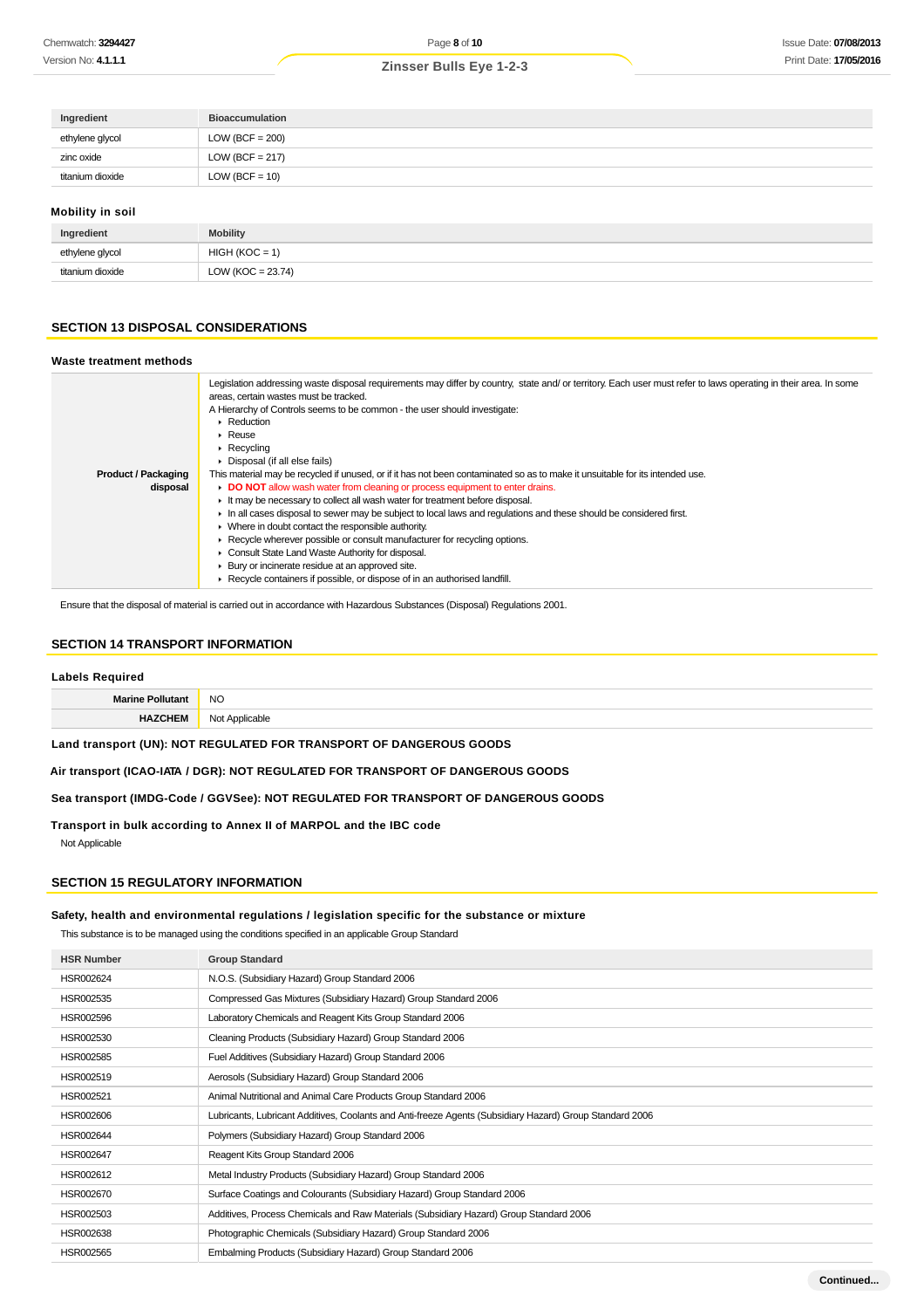| Ingredient | Bioaccumulation |
|---|---|
| ethylene glycol | LOW (BCF = 200) |
| zinc oxide | LOW (BCF = 217) |
| titanium dioxide | LOW (BCF = 10) |

### Mobility in soil

| Ingredient | Mobility |
|---|---|
| ethylene glycol | HIGH (KOC = 1) |
| titanium dioxide | LOW (KOC = 23.74) |

## SECTION 13 DISPOSAL CONSIDERATIONS

### Waste treatment methods

| | |
|---|---|
| **Product / Packaging disposal** | Legislation addressing waste disposal requirements may differ by country, state and/ or territory. Each user must refer to laws operating in their area. In some areas, certain wastes must be tracked.<br>A Hierarchy of Controls seems to be common - the user should investigate:<br>▸ Reduction<br>▸ Reuse<br>▸ Recycling<br>▸ Disposal (if all else fails)<br>This material may be recycled if unused, or if it has not been contaminated so as to make it unsuitable for its intended use.<br>▸ **DO NOT** allow wash water from cleaning or process equipment to enter drains.<br>▸ It may be necessary to collect all wash water for treatment before disposal.<br>▸ In all cases disposal to sewer may be subject to local laws and regulations and these should be considered first.<br>▸ Where in doubt contact the responsible authority.<br>▸ Recycle wherever possible or consult manufacturer for recycling options.<br>▸ Consult State Land Waste Authority for disposal.<br>▸ Bury or incinerate residue at an approved site.<br>▸ Recycle containers if possible, or dispose of in an authorised landfill. |

Ensure that the disposal of material is carried out in accordance with Hazardous Substances (Disposal) Regulations 2001.

## SECTION 14 TRANSPORT INFORMATION

### Labels Required

| | |
|---|---|
| **Marine Pollutant** | NO |
| **HAZCHEM** | Not Applicable |

**Land transport (UN): NOT REGULATED FOR TRANSPORT OF DANGEROUS GOODS**

**Air transport (ICAO-IATA / DGR): NOT REGULATED FOR TRANSPORT OF DANGEROUS GOODS**

**Sea transport (IMDG-Code / GGVSee): NOT REGULATED FOR TRANSPORT OF DANGEROUS GOODS**

**Transport in bulk according to Annex II of MARPOL and the IBC code**

Not Applicable

## SECTION 15 REGULATORY INFORMATION

### Safety, health and environmental regulations / legislation specific for the substance or mixture

This substance is to be managed using the conditions specified in an applicable Group Standard

| HSR Number | Group Standard |
|---|---|
| HSR002624 | N.O.S. (Subsidiary Hazard) Group Standard 2006 |
| HSR002535 | Compressed Gas Mixtures (Subsidiary Hazard) Group Standard 2006 |
| HSR002596 | Laboratory Chemicals and Reagent Kits Group Standard 2006 |
| HSR002530 | Cleaning Products (Subsidiary Hazard) Group Standard 2006 |
| HSR002585 | Fuel Additives (Subsidiary Hazard) Group Standard 2006 |
| HSR002519 | Aerosols (Subsidiary Hazard) Group Standard 2006 |
| HSR002521 | Animal Nutritional and Animal Care Products Group Standard 2006 |
| HSR002606 | Lubricants, Lubricant Additives, Coolants and Anti-freeze Agents (Subsidiary Hazard) Group Standard 2006 |
| HSR002644 | Polymers (Subsidiary Hazard) Group Standard 2006 |
| HSR002647 | Reagent Kits Group Standard 2006 |
| HSR002612 | Metal Industry Products (Subsidiary Hazard) Group Standard 2006 |
| HSR002670 | Surface Coatings and Colourants (Subsidiary Hazard) Group Standard 2006 |
| HSR002503 | Additives, Process Chemicals and Raw Materials (Subsidiary Hazard) Group Standard 2006 |
| HSR002638 | Photographic Chemicals (Subsidiary Hazard) Group Standard 2006 |
| HSR002565 | Embalming Products (Subsidiary Hazard) Group Standard 2006 |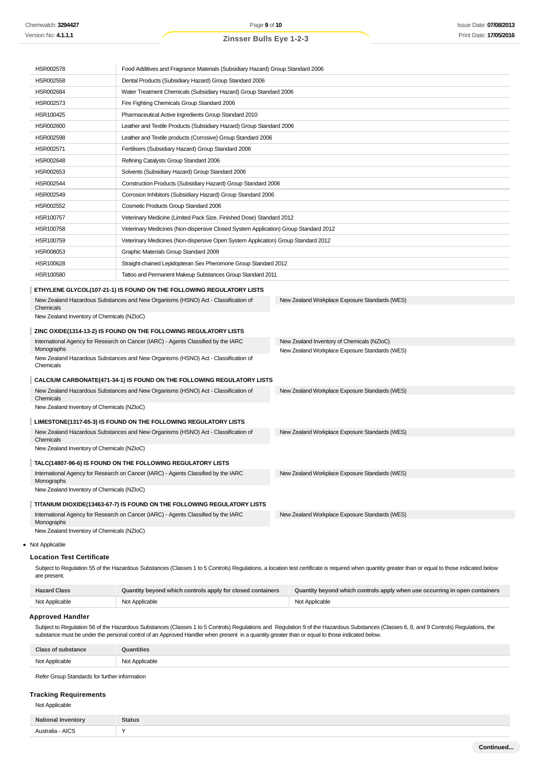| | |
|---|---|
| HSR002578 | Food Additives and Fragrance Materials (Subsidiary Hazard) Group Standard 2006 |
| HSR002558 | Dental Products (Subsidiary Hazard) Group Standard 2006 |
| HSR002684 | Water Treatment Chemicals (Subsidiary Hazard) Group Standard 2006 |
| HSR002573 | Fire Fighting Chemicals Group Standard 2006 |
| HSR100425 | Pharmaceutical Active Ingredients Group Standard 2010 |
| HSR002600 | Leather and Textile Products (Subsidiary Hazard) Group Standard 2006 |
| HSR002598 | Leather and Textile products (Corrosive) Group Standard 2006 |
| HSR002571 | Fertilisers (Subsidiary Hazard) Group Standard 2006 |
| HSR002648 | Refining Catalysts Group Standard 2006 |
| HSR002653 | Solvents (Subsidiary Hazard) Group Standard 2006 |
| HSR002544 | Construction Products (Subsidiary Hazard) Group Standard 2006 |
| HSR002549 | Corrosion Inhibitors (Subsidiary Hazard) Group Standard 2006 |
| HSR002552 | Cosmetic Products Group Standard 2006 |
| HSR100757 | Veterinary Medicine (Limited Pack Size, Finished Dose) Standard 2012 |
| HSR100758 | Veterinary Medicines (Non-dispersive Closed System Application) Group Standard 2012 |
| HSR100759 | Veterinary Medicines (Non-dispersive Open System Application) Group Standard 2012 |
| HSR008053 | Graphic Materials Group Standard 2009 |
| HSR100628 | Straight-chained Lepidopteran Sex Pheromone Group Standard 2012 |
| HSR100580 | Tattoo and Permanent Makeup Substances Group Standard 2011 |

**ETHYLENE GLYCOL(107-21-1) IS FOUND ON THE FOLLOWING REGULATORY LISTS**

| | |
|---|---|
| New Zealand Hazardous Substances and New Organisms (HSNO) Act - Classification of Chemicals | New Zealand Workplace Exposure Standards (WES) |
| New Zealand Inventory of Chemicals (NZIoC) | |

**ZINC OXIDE(1314-13-2) IS FOUND ON THE FOLLOWING REGULATORY LISTS**

| | |
|---|---|
| International Agency for Research on Cancer (IARC) - Agents Classified by the IARC Monographs | New Zealand Inventory of Chemicals (NZIoC) |
| New Zealand Hazardous Substances and New Organisms (HSNO) Act - Classification of Chemicals | New Zealand Workplace Exposure Standards (WES) |

**CALCIUM CARBONATE(471-34-1) IS FOUND ON THE FOLLOWING REGULATORY LISTS**

| | |
|---|---|
| New Zealand Hazardous Substances and New Organisms (HSNO) Act - Classification of Chemicals | New Zealand Workplace Exposure Standards (WES) |
| New Zealand Inventory of Chemicals (NZIoC) | |

**LIMESTONE(1317-65-3) IS FOUND ON THE FOLLOWING REGULATORY LISTS**

| | |
|---|---|
| New Zealand Hazardous Substances and New Organisms (HSNO) Act - Classification of Chemicals | New Zealand Workplace Exposure Standards (WES) |
| New Zealand Inventory of Chemicals (NZIoC) | |

**TALC(14807-96-6) IS FOUND ON THE FOLLOWING REGULATORY LISTS**

| | |
|---|---|
| International Agency for Research on Cancer (IARC) - Agents Classified by the IARC Monographs | New Zealand Workplace Exposure Standards (WES) |
| New Zealand Inventory of Chemicals (NZIoC) | |

**TITANIUM DIOXIDE(13463-67-7) IS FOUND ON THE FOLLOWING REGULATORY LISTS**

| | |
|---|---|
| International Agency for Research on Cancer (IARC) - Agents Classified by the IARC Monographs | New Zealand Workplace Exposure Standards (WES) |
| New Zealand Inventory of Chemicals (NZIoC) | |

- Not Applicable

### Location Test Certificate

Subject to Regulation 55 of the Hazardous Substances (Classes 1 to 5 Controls) Regulations, a location test certificate is required when quantity greater than or equal to those indicated below are present.

| Hazard Class | Quantity beyond which controls apply for closed containers | Quantity beyond which controls apply when use occurring in open containers |
|---|---|---|
| Not Applicable | Not Applicable | Not Applicable |

### Approved Handler

Subject to Regulation 56 of the Hazardous Substances (Classes 1 to 5 Controls) Regulations and Regulation 9 of the Hazardous Substances (Classes 6, 8, and 9 Controls) Regulations, the substance must be under the personal control of an Approved Handler when present in a quantity greater than or equal to those indicated below.

| Class of substance | Quantities |
|---|---|
| Not Applicable | Not Applicable |

Refer Group Standards for further information

### Tracking Requirements

Not Applicable

| National Inventory | Status |
|---|---|
| Australia - AICS | Y |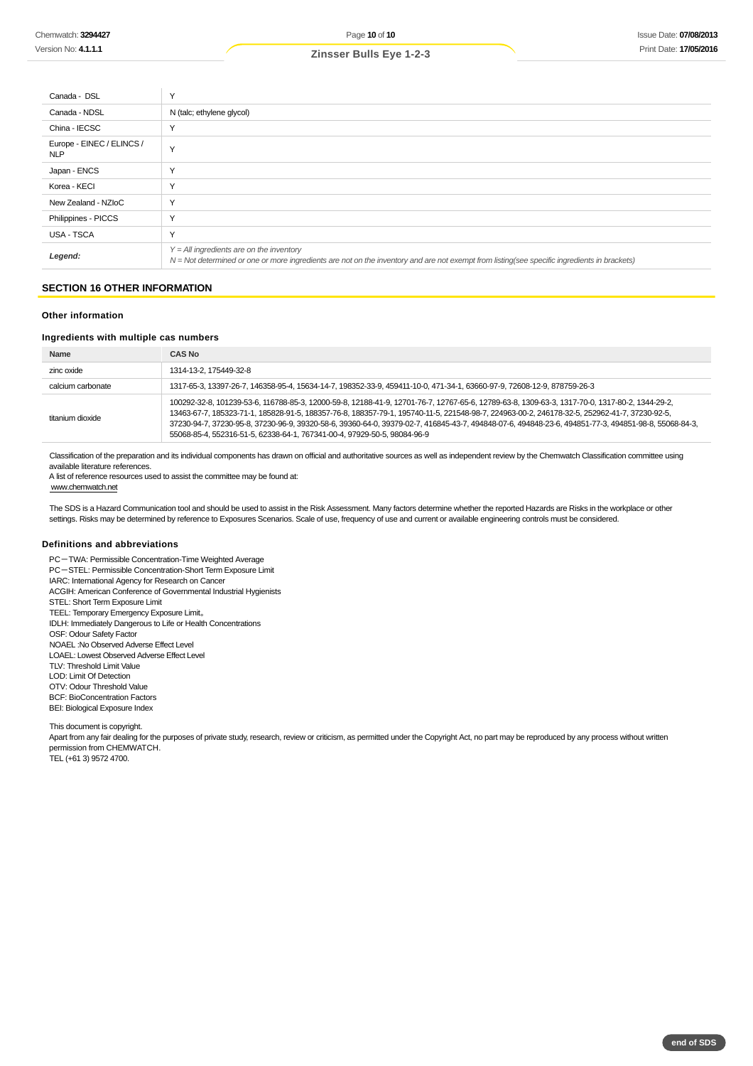| | |
|---|---|
| Canada - DSL | Y |
| Canada - NDSL | N (talc; ethylene glycol) |
| China - IECSC | Y |
| Europe - EINEC / ELINCS / NLP | Y |
| Japan - ENCS | Y |
| Korea - KECI | Y |
| New Zealand - NZIoC | Y |
| Philippines - PICCS | Y |
| USA - TSCA | Y |
| ***Legend:*** | *Y = All ingredients are on the inventory*<br>*N = Not determined or one or more ingredients are not on the inventory and are not exempt from listing(see specific ingredients in brackets)* |

## SECTION 16 OTHER INFORMATION

### Other information

### Ingredients with multiple cas numbers

| Name | CAS No |
|---|---|
| zinc oxide | 1314-13-2, 175449-32-8 |
| calcium carbonate | 1317-65-3, 13397-26-7, 146358-95-4, 15634-14-7, 198352-33-9, 459411-10-0, 471-34-1, 63660-97-9, 72608-12-9, 878759-26-3 |
| titanium dioxide | 100292-32-8, 101239-53-6, 116788-85-3, 12000-59-8, 12188-41-9, 12701-76-7, 12767-65-6, 12789-63-8, 1309-63-3, 1317-70-0, 1317-80-2, 1344-29-2, 13463-67-7, 185323-71-1, 185828-91-5, 188357-76-8, 188357-79-1, 195740-11-5, 221548-98-7, 224963-00-2, 246178-32-5, 252962-41-7, 37230-92-5, 37230-94-7, 37230-95-8, 37230-96-9, 39320-58-6, 39360-64-0, 39379-02-7, 416845-43-7, 494848-07-6, 494848-23-6, 494851-77-3, 494851-98-8, 55068-84-3, 55068-85-4, 552316-51-5, 62338-64-1, 767341-00-4, 97929-50-5, 98084-96-9 |

Classification of the preparation and its individual components has drawn on official and authoritative sources as well as independent review by the Chemwatch Classification committee using available literature references.
A list of reference resources used to assist the committee may be found at:
www.chemwatch.net

The SDS is a Hazard Communication tool and should be used to assist in the Risk Assessment. Many factors determine whether the reported Hazards are Risks in the workplace or other settings. Risks may be determined by reference to Exposures Scenarios. Scale of use, frequency of use and current or available engineering controls must be considered.

### Definitions and abbreviations

PC－TWA: Permissible Concentration-Time Weighted Average
PC－STEL: Permissible Concentration-Short Term Exposure Limit
IARC: International Agency for Research on Cancer
ACGIH: American Conference of Governmental Industrial Hygienists
STEL: Short Term Exposure Limit
TEEL: Temporary Emergency Exposure Limit。
IDLH: Immediately Dangerous to Life or Health Concentrations
OSF: Odour Safety Factor
NOAEL :No Observed Adverse Effect Level
LOAEL: Lowest Observed Adverse Effect Level
TLV: Threshold Limit Value
LOD: Limit Of Detection
OTV: Odour Threshold Value
BCF: BioConcentration Factors
BEI: Biological Exposure Index

This document is copyright.
Apart from any fair dealing for the purposes of private study, research, review or criticism, as permitted under the Copyright Act, no part may be reproduced by any process without written permission from CHEMWATCH.
TEL (+61 3) 9572 4700.

end of SDS